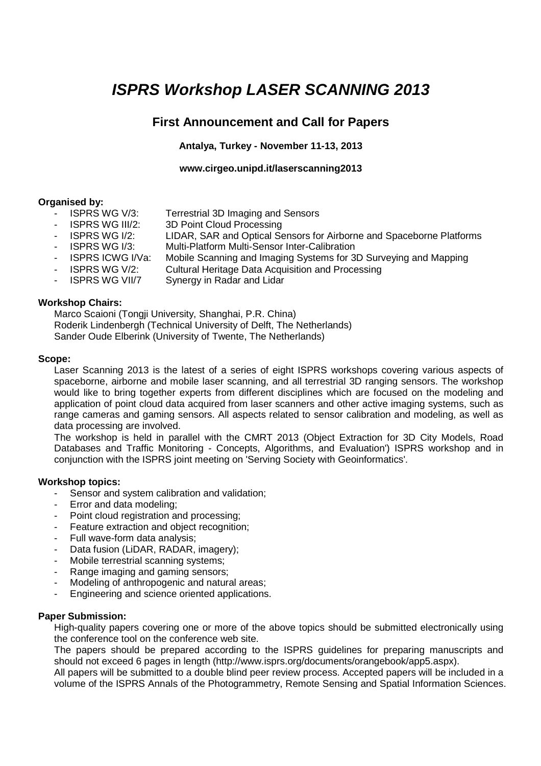# *ISPRS Workshop LASER SCANNING 2013*

## First Announcement and Call for Papers

**Antalya, Turkey - November 11-13, 2013**

**www.cirgeo.unipd.it/laserscanning2013**

**Organised by:**

- ISPRS WG V/3: Terrestrial 3D Imaging and Sensors
- ISPRS WG III/2: 3D Point Cloud Processing
- ISPRS WG I/2: LIDAR, SAR and Optical Sensors for Airborne and Spaceborne Platforms
- ISPRS WG I/3: Multi-Platform Multi-Sensor Inter-Calibration
- ISPRS ICWG I/Va: Mobile Scanning and Imaging Systems for 3D Surveying and Mapping
- ISPRS WG V/2: Cultural Heritage Data Acquisition and Processing
- ISPRS WG VII/7 Synergy in Radar and Lidar

**Workshop Chairs:**

Marco Scaioni (Tongji University, Shanghai, P.R. China)
Roderik Lindenbergh (Technical University of Delft, The Netherlands)
Sander Oude Elberink (University of Twente, The Netherlands)

**Scope:**

Laser Scanning 2013 is the latest of a series of eight ISPRS workshops covering various aspects of spaceborne, airborne and mobile laser scanning, and all terrestrial 3D ranging sensors. The workshop would like to bring together experts from different disciplines which are focused on the modeling and application of point cloud data acquired from laser scanners and other active imaging systems, such as range cameras and gaming sensors. All aspects related to sensor calibration and modeling, as well as data processing are involved.

The workshop is held in parallel with the CMRT 2013 (Object Extraction for 3D City Models, Road Databases and Traffic Monitoring - Concepts, Algorithms, and Evaluation') ISPRS workshop and in conjunction with the ISPRS joint meeting on 'Serving Society with Geoinformatics'.

**Workshop topics:**

- Sensor and system calibration and validation;
- Error and data modeling;
- Point cloud registration and processing;
- Feature extraction and object recognition;
- Full wave-form data analysis;
- Data fusion (LiDAR, RADAR, imagery);
- Mobile terrestrial scanning systems;
- Range imaging and gaming sensors;
- Modeling of anthropogenic and natural areas;
- Engineering and science oriented applications.

**Paper Submission:**

High-quality papers covering one or more of the above topics should be submitted electronically using the conference tool on the conference web site.

The papers should be prepared according to the ISPRS guidelines for preparing manuscripts and should not exceed 6 pages in length (http://www.isprs.org/documents/orangebook/app5.aspx).

All papers will be submitted to a double blind peer review process. Accepted papers will be included in a volume of the ISPRS Annals of the Photogrammetry, Remote Sensing and Spatial Information Sciences.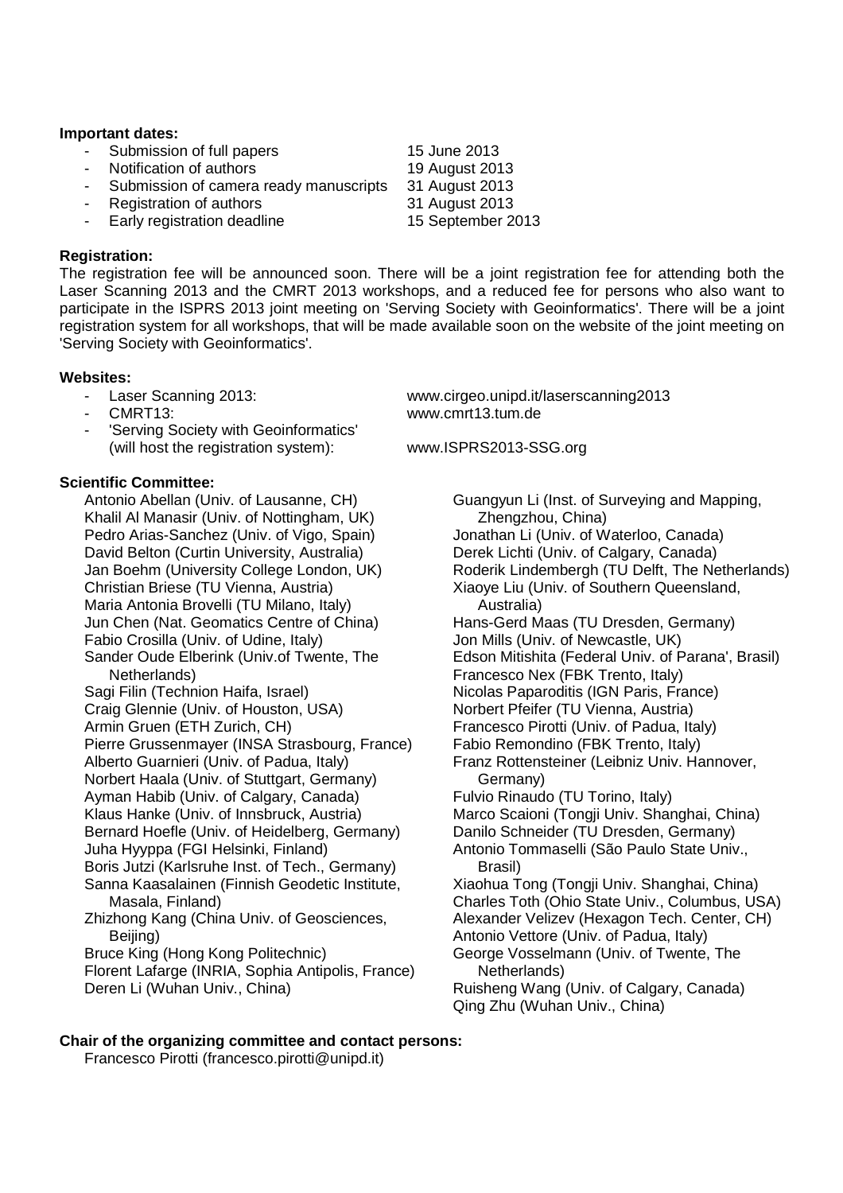**Important dates:**

- Submission of full papers 15 June 2013
- Notification of authors 19 August 2013
- Submission of camera ready manuscripts 31 August 2013
- Registration of authors 31 August 2013
- Early registration deadline 15 September 2013

**Registration:**

The registration fee will be announced soon. There will be a joint registration fee for attending both the Laser Scanning 2013 and the CMRT 2013 workshops, and a reduced fee for persons who also want to participate in the ISPRS 2013 joint meeting on 'Serving Society with Geoinformatics'. There will be a joint registration system for all workshops, that will be made available soon on the website of the joint meeting on 'Serving Society with Geoinformatics'.

**Websites:**

- Laser Scanning 2013: www.cirgeo.unipd.it/laserscanning2013
- CMRT13: www.cmrt13.tum.de
- 'Serving Society with Geoinformatics' (will host the registration system): www.ISPRS2013-SSG.org

**Scientific Committee:**

Antonio Abellan (Univ. of Lausanne, CH)
Khalil Al Manasir (Univ. of Nottingham, UK)
Pedro Arias-Sanchez (Univ. of Vigo, Spain)
David Belton (Curtin University, Australia)
Jan Boehm (University College London, UK)
Christian Briese (TU Vienna, Austria)
Maria Antonia Brovelli (TU Milano, Italy)
Jun Chen (Nat. Geomatics Centre of China)
Fabio Crosilla (Univ. of Udine, Italy)
Sander Oude Elberink (Univ.of Twente, The Netherlands)
Sagi Filin (Technion Haifa, Israel)
Craig Glennie (Univ. of Houston, USA)
Armin Gruen (ETH Zurich, CH)
Pierre Grussenmayer (INSA Strasbourg, France)
Alberto Guarnieri (Univ. of Padua, Italy)
Norbert Haala (Univ. of Stuttgart, Germany)
Ayman Habib (Univ. of Calgary, Canada)
Klaus Hanke (Univ. of Innsbruck, Austria)
Bernard Hoefle (Univ. of Heidelberg, Germany)
Juha Hyyppa (FGI Helsinki, Finland)
Boris Jutzi (Karlsruhe Inst. of Tech., Germany)
Sanna Kaasalainen (Finnish Geodetic Institute, Masala, Finland)
Zhizhong Kang (China Univ. of Geosciences, Beijing)
Bruce King (Hong Kong Politechnic)
Florent Lafarge (INRIA, Sophia Antipolis, France)
Deren Li (Wuhan Univ., China)
Guangyun Li (Inst. of Surveying and Mapping, Zhengzhou, China)
Jonathan Li (Univ. of Waterloo, Canada)
Derek Lichti (Univ. of Calgary, Canada)
Roderik Lindembergh (TU Delft, The Netherlands)
Xiaoye Liu (Univ. of Southern Queensland, Australia)
Hans-Gerd Maas (TU Dresden, Germany)
Jon Mills (Univ. of Newcastle, UK)
Edson Mitishita (Federal Univ. of Parana', Brasil)
Francesco Nex (FBK Trento, Italy)
Nicolas Paparoditis (IGN Paris, France)
Norbert Pfeifer (TU Vienna, Austria)
Francesco Pirotti (Univ. of Padua, Italy)
Fabio Remondino (FBK Trento, Italy)
Franz Rottensteiner (Leibniz Univ. Hannover, Germany)
Fulvio Rinaudo (TU Torino, Italy)
Marco Scaioni (Tongji Univ. Shanghai, China)
Danilo Schneider (TU Dresden, Germany)
Antonio Tommaselli (São Paulo State Univ., Brasil)
Xiaohua Tong (Tongji Univ. Shanghai, China)
Charles Toth (Ohio State Univ., Columbus, USA)
Alexander Velizev (Hexagon Tech. Center, CH)
Antonio Vettore (Univ. of Padua, Italy)
George Vosselmann (Univ. of Twente, The Netherlands)
Ruisheng Wang (Univ. of Calgary, Canada)
Qing Zhu (Wuhan Univ., China)

**Chair of the organizing committee and contact persons:**

Francesco Pirotti (francesco.pirotti@unipd.it)